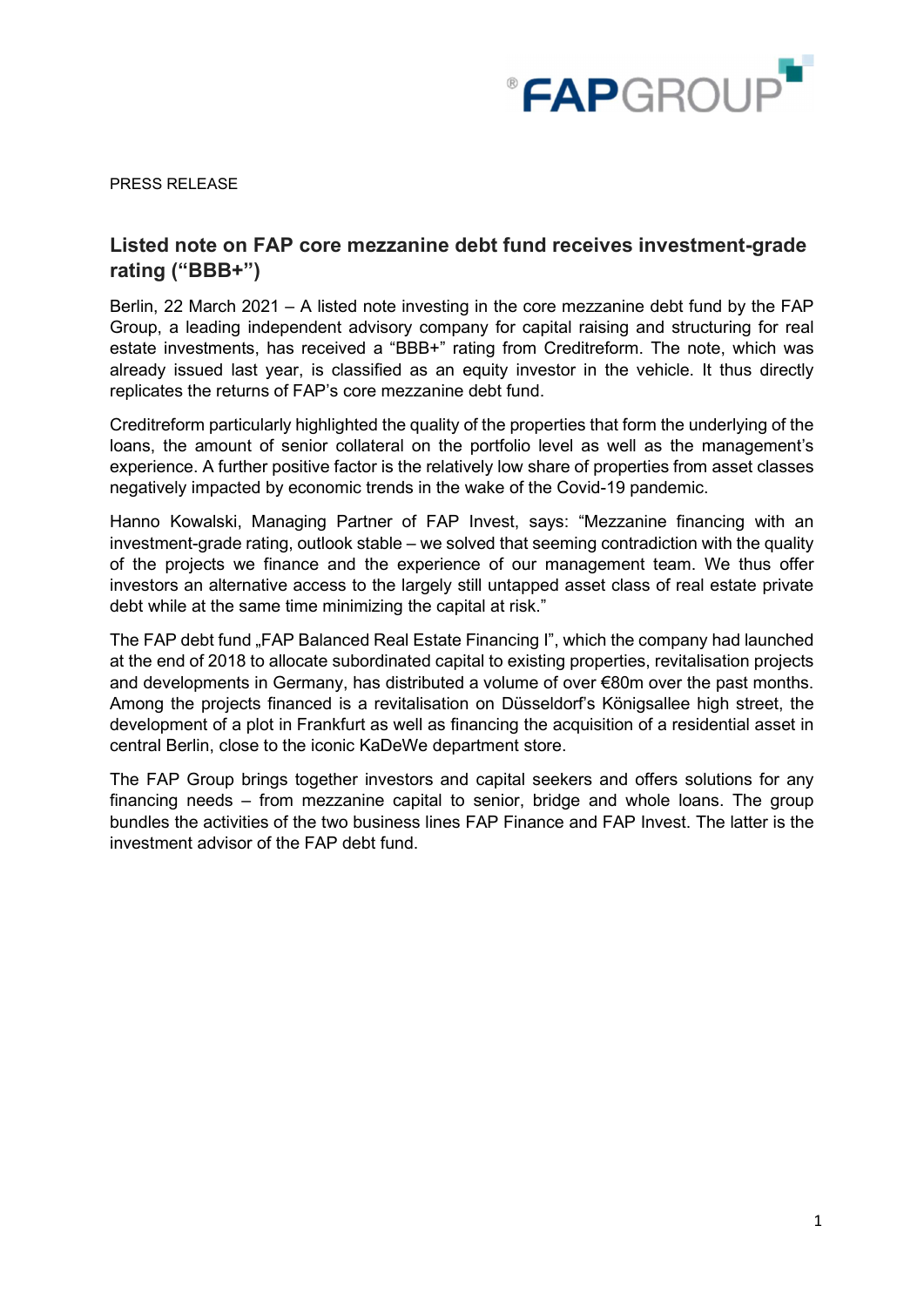PRESS RELEASE

## Listed note on FAP core mezzanine debt fund receives investment-grade rating ("BBB+")

Berlin, 22 March 2021 – A listed note investing in the core mezzanine debt fund by the FAP Group, a leading independent advisory company for capital raising and structuring for real estate investments, has received a "BBB+" rating from Creditreform. The note, which was already issued last year, is classified as an equity investor in the vehicle. It thus directly replicates the returns of FAP's core mezzanine debt fund.

Creditreform particularly highlighted the quality of the properties that form the underlying of the loans, the amount of senior collateral on the portfolio level as well as the management's experience. A further positive factor is the relatively low share of properties from asset classes negatively impacted by economic trends in the wake of the Covid-19 pandemic.

Hanno Kowalski, Managing Partner of FAP Invest, says: "Mezzanine financing with an investment-grade rating, outlook stable – we solved that seeming contradiction with the quality of the projects we finance and the experience of our management team. We thus offer investors an alternative access to the largely still untapped asset class of real estate private debt while at the same time minimizing the capital at risk."

The FAP debt fund „FAP Balanced Real Estate Financing I", which the company had launched at the end of 2018 to allocate subordinated capital to existing properties, revitalisation projects and developments in Germany, has distributed a volume of over €80m over the past months. Among the projects financed is a revitalisation on Düsseldorf's Königsallee high street, the development of a plot in Frankfurt as well as financing the acquisition of a residential asset in central Berlin, close to the iconic KaDeWe department store.

The FAP Group brings together investors and capital seekers and offers solutions for any financing needs – from mezzanine capital to senior, bridge and whole loans. The group bundles the activities of the two business lines FAP Finance and FAP Invest. The latter is the investment advisor of the FAP debt fund.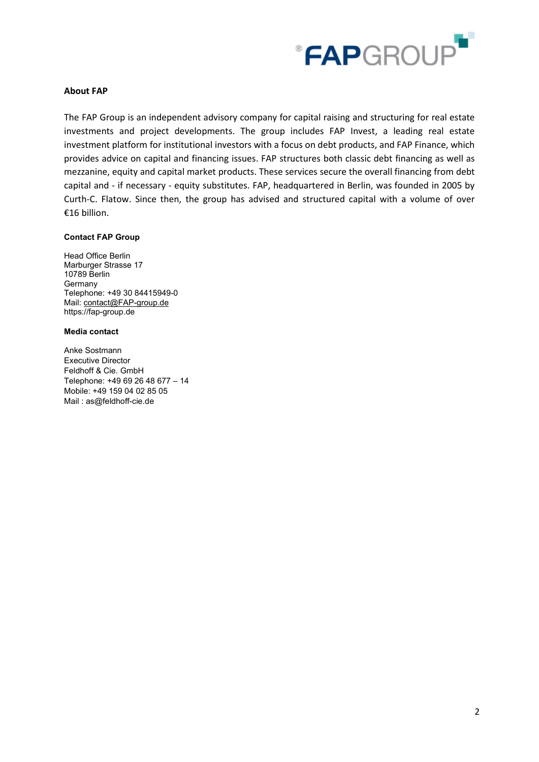## About FAP

The FAP Group is an independent advisory company for capital raising and structuring for real estate investments and project developments. The group includes FAP Invest, a leading real estate investment platform for institutional investors with a focus on debt products, and FAP Finance, which provides advice on capital and financing issues. FAP structures both classic debt financing as well as mezzanine, equity and capital market products. These services secure the overall financing from debt capital and - if necessary - equity substitutes. FAP, headquartered in Berlin, was founded in 2005 by Curth-C. Flatow. Since then, the group has advised and structured capital with a volume of over €16 billion.

### Contact FAP Group

Head Office Berlin
Marburger Strasse 17
10789 Berlin
Germany
Telephone: +49 30 84415949-0
Mail: contact@FAP-group.de
https://fap-group.de

### Media contact

Anke Sostmann
Executive Director
Feldhoff & Cie. GmbH
Telephone: +49 69 26 48 677 – 14
Mobile: +49 159 04 02 85 05
Mail : as@feldhoff-cie.de